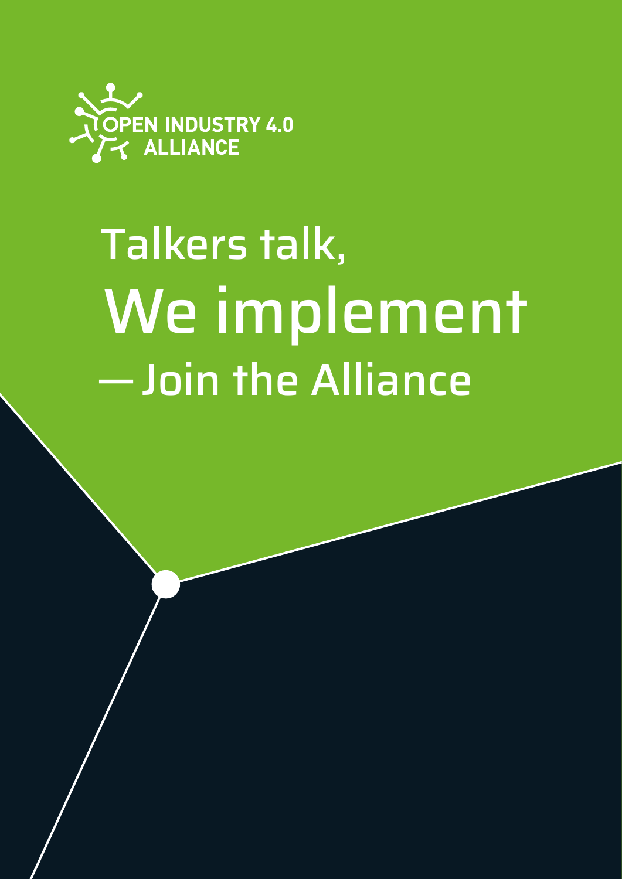OPEN INDUSTRY 4.0 ALLIANCE

# Talkers talk, We implement — Join the Alliance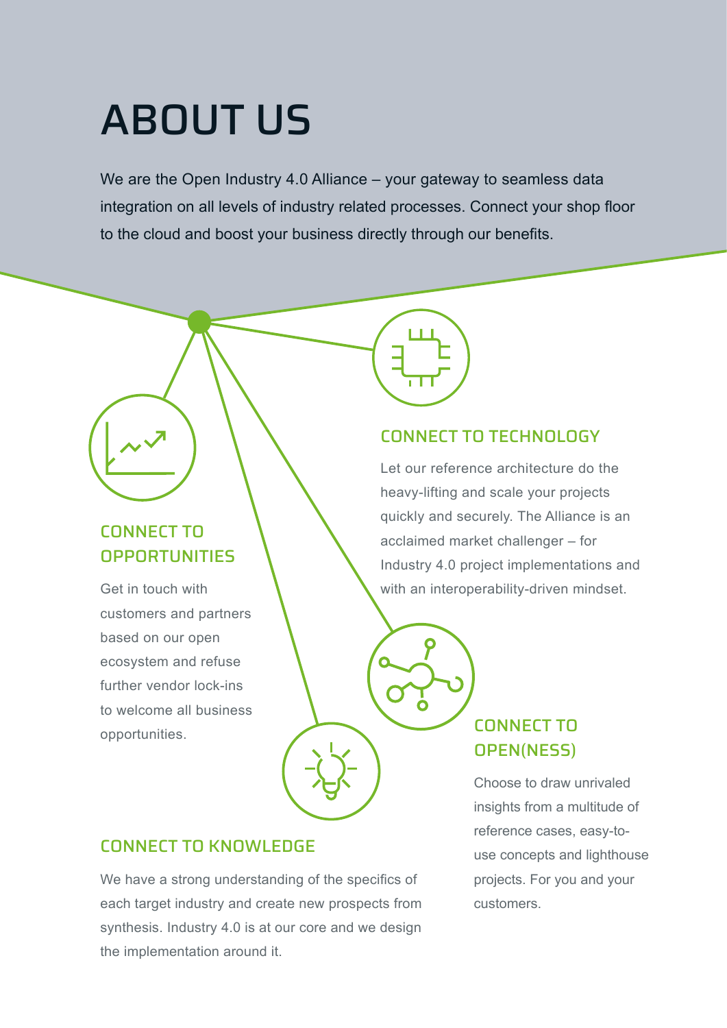# ABOUT US

We are the Open Industry 4.0 Alliance – your gateway to seamless data integration on all levels of industry related processes. Connect your shop floor to the cloud and boost your business directly through our benefits.

## CONNECT TO TECHNOLOGY

Let our reference architecture do the heavy-lifting and scale your projects quickly and securely. The Alliance is an acclaimed market challenger – for Industry 4.0 project implementations and with an interoperability-driven mindset.

## CONNECT TO OPPORTUNITIES

Get in touch with customers and partners based on our open ecosystem and refuse further vendor lock-ins to welcome all business opportunities.

## CONNECT TO OPEN(NESS)

Choose to draw unrivaled insights from a multitude of reference cases, easy-to-use concepts and lighthouse projects. For you and your customers.

## CONNECT TO KNOWLEDGE

We have a strong understanding of the specifics of each target industry and create new prospects from synthesis. Industry 4.0 is at our core and we design the implementation around it.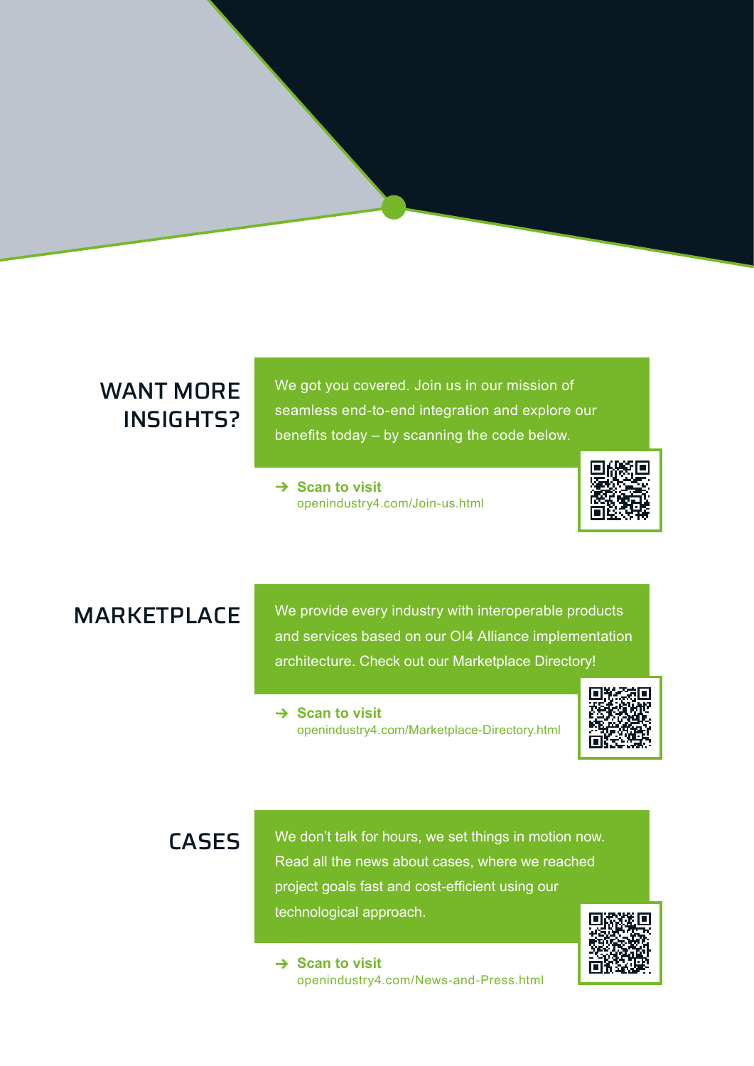## WANT MORE INSIGHTS?

We got you covered. Join us in our mission of seamless end-to-end integration and explore our benefits today – by scanning the code below.

→ **Scan to visit**
openindustry4.com/Join-us.html

## MARKETPLACE

We provide every industry with interoperable products and services based on our OI4 Alliance implementation architecture. Check out our Marketplace Directory!

→ **Scan to visit**
openindustry4.com/Marketplace-Directory.html

## CASES

We don't talk for hours, we set things in motion now. Read all the news about cases, where we reached project goals fast and cost-efficient using our technological approach.

→ **Scan to visit**
openindustry4.com/News-and-Press.html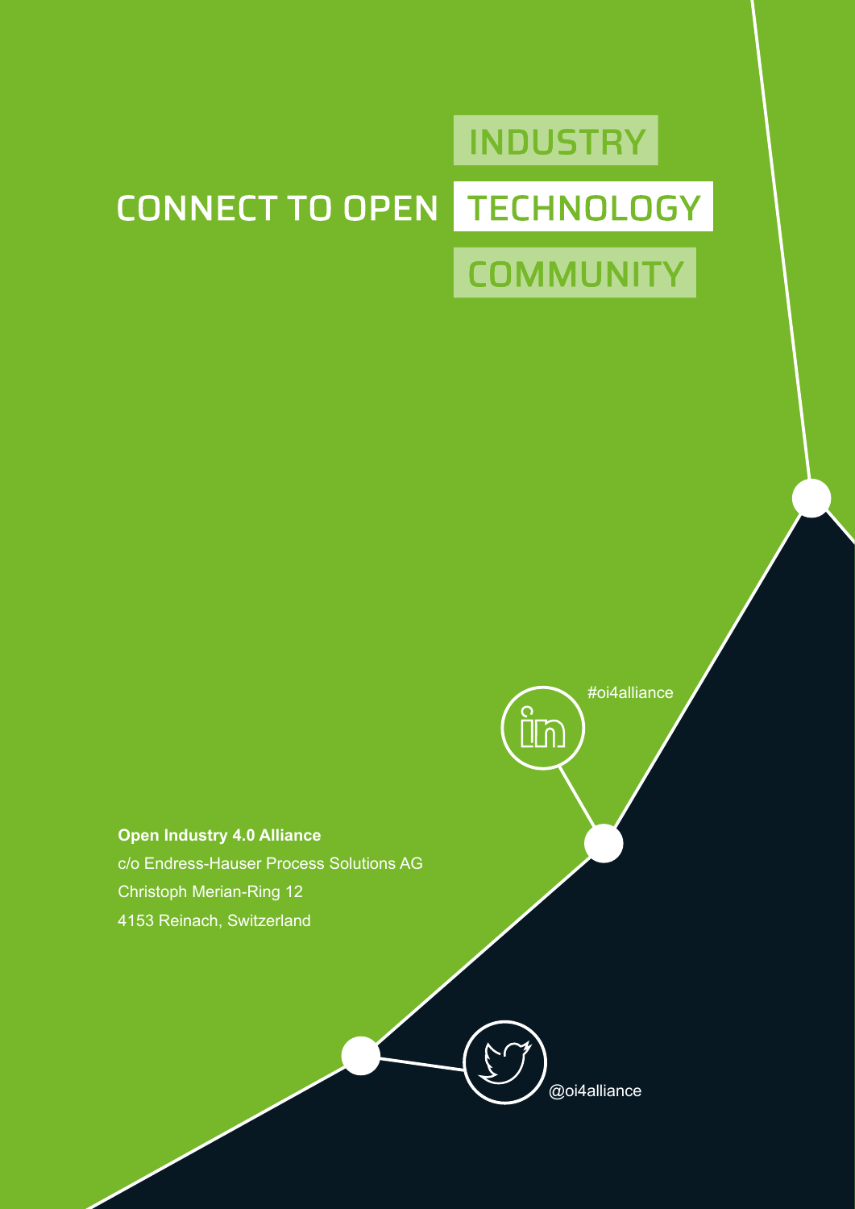CONNECT TO OPEN

INDUSTRY

TECHNOLOGY

COMMUNITY

#oi4alliance

**Open Industry 4.0 Alliance**
c/o Endress-Hauser Process Solutions AG
Christoph Merian-Ring 12
4153 Reinach, Switzerland

@oi4alliance